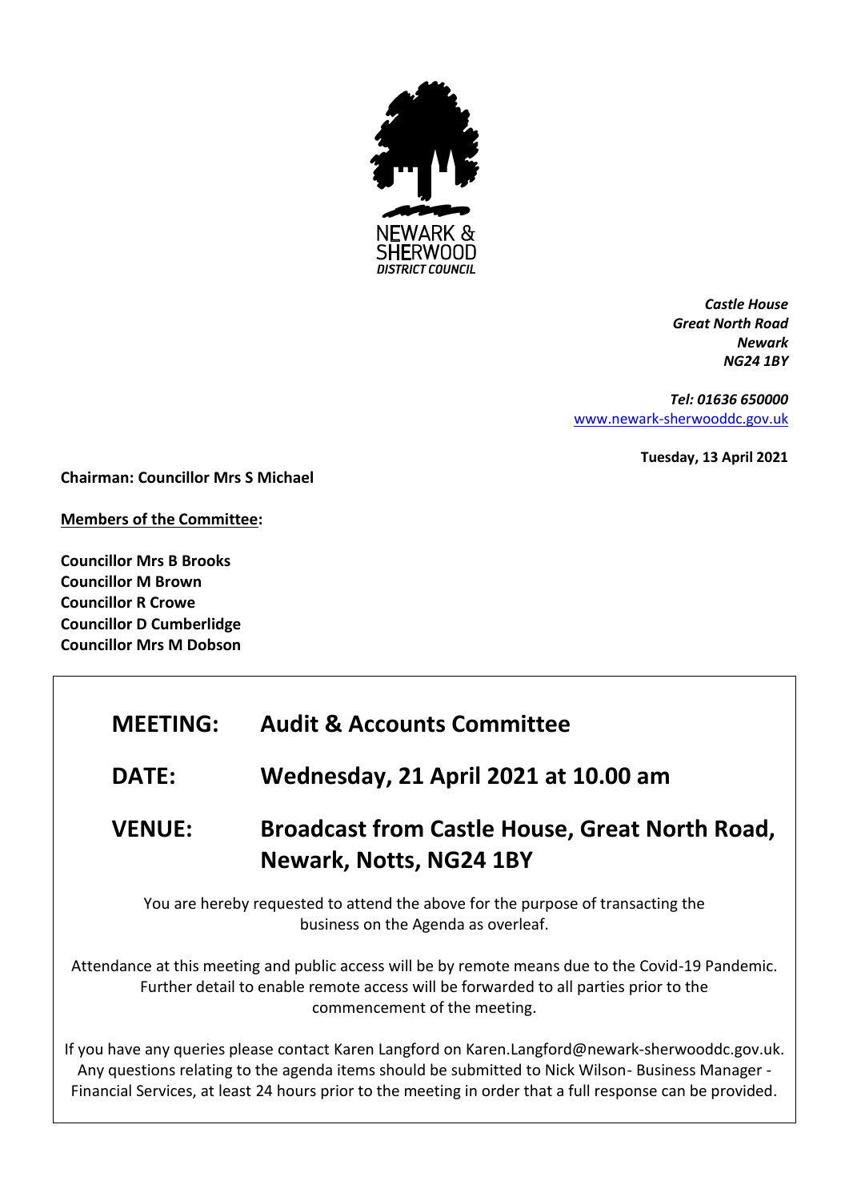NEWARK & SHERWOOD
*DISTRICT COUNCIL*

***Castle House***
***Great North Road***
***Newark***
***NG24 1BY***

***Tel: 01636 650000***
[www.newark-sherwooddc.gov.uk](http://www.newark-sherwooddc.gov.uk)

**Tuesday, 13 April 2021**

**Chairman: Councillor Mrs S Michael**

**Members of the Committee:**

**Councillor Mrs B Brooks**
**Councillor M Brown**
**Councillor R Crowe**
**Councillor D Cumberlidge**
**Councillor Mrs M Dobson**

## MEETING: Audit & Accounts Committee

## DATE: Wednesday, 21 April 2021 at 10.00 am

## VENUE: Broadcast from Castle House, Great North Road, Newark, Notts, NG24 1BY

You are hereby requested to attend the above for the purpose of transacting the business on the Agenda as overleaf.

Attendance at this meeting and public access will be by remote means due to the Covid-19 Pandemic. Further detail to enable remote access will be forwarded to all parties prior to the commencement of the meeting.

If you have any queries please contact Karen Langford on Karen.Langford@newark-sherwooddc.gov.uk. Any questions relating to the agenda items should be submitted to Nick Wilson- Business Manager - Financial Services, at least 24 hours prior to the meeting in order that a full response can be provided.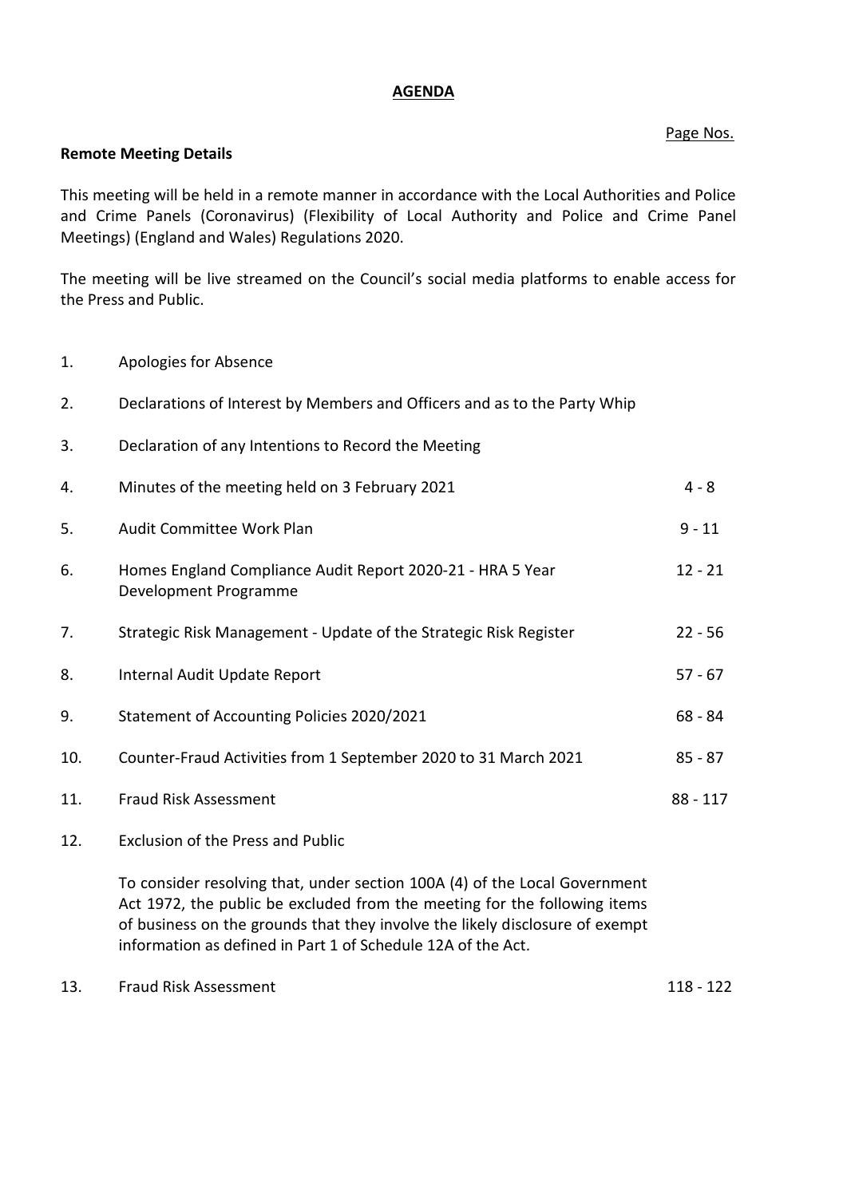# AGENDA

Page Nos.

**Remote Meeting Details**

This meeting will be held in a remote manner in accordance with the Local Authorities and Police and Crime Panels (Coronavirus) (Flexibility of Local Authority and Police and Crime Panel Meetings) (England and Wales) Regulations 2020.

The meeting will be live streamed on the Council's social media platforms to enable access for the Press and Public.

| | | |
|---|---|---|
| 1. | Apologies for Absence | |
| 2. | Declarations of Interest by Members and Officers and as to the Party Whip | |
| 3. | Declaration of any Intentions to Record the Meeting | |
| 4. | Minutes of the meeting held on 3 February 2021 | 4 - 8 |
| 5. | Audit Committee Work Plan | 9 - 11 |
| 6. | Homes England Compliance Audit Report 2020-21 - HRA 5 Year Development Programme | 12 - 21 |
| 7. | Strategic Risk Management - Update of the Strategic Risk Register | 22 - 56 |
| 8. | Internal Audit Update Report | 57 - 67 |
| 9. | Statement of Accounting Policies 2020/2021 | 68 - 84 |
| 10. | Counter-Fraud Activities from 1 September 2020 to 31 March 2021 | 85 - 87 |
| 11. | Fraud Risk Assessment | 88 - 117 |
| 12. | Exclusion of the Press and Public<br><br>To consider resolving that, under section 100A (4) of the Local Government Act 1972, the public be excluded from the meeting for the following items of business on the grounds that they involve the likely disclosure of exempt information as defined in Part 1 of Schedule 12A of the Act. | |
| 13. | Fraud Risk Assessment | 118 - 122 |